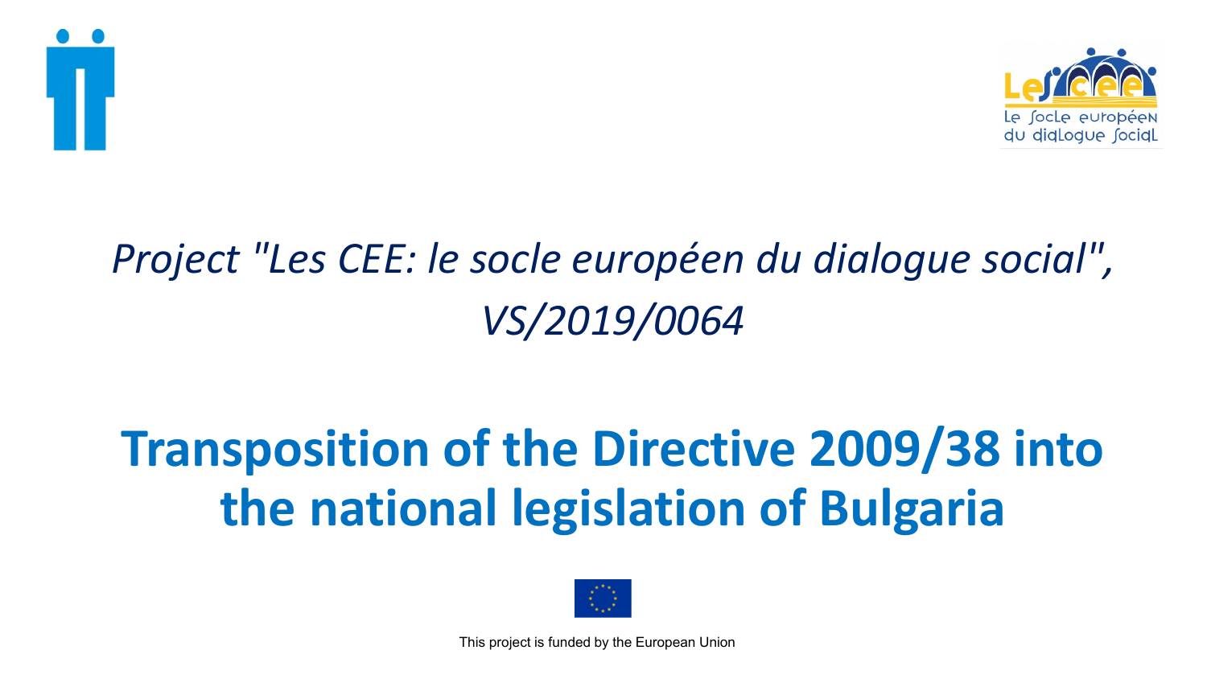*Project "Les CEE: le socle européen du dialogue social", VS/2019/0064*

# Transposition of the Directive 2009/38 into the national legislation of Bulgaria

This project is funded by the European Union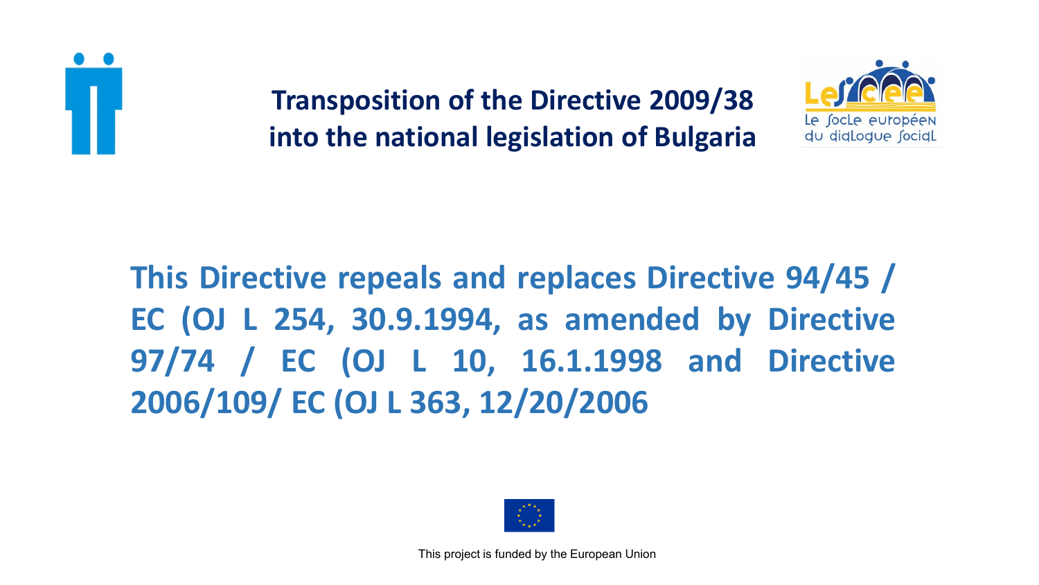# Transposition of the Directive 2009/38 into the national legislation of Bulgaria

**This Directive repeals and replaces Directive 94/45 / EC (OJ L 254, 30.9.1994, as amended by Directive 97/74 / EC (OJ L 10, 16.1.1998 and Directive 2006/109/ EC (OJ L 363, 12/20/2006**

This project is funded by the European Union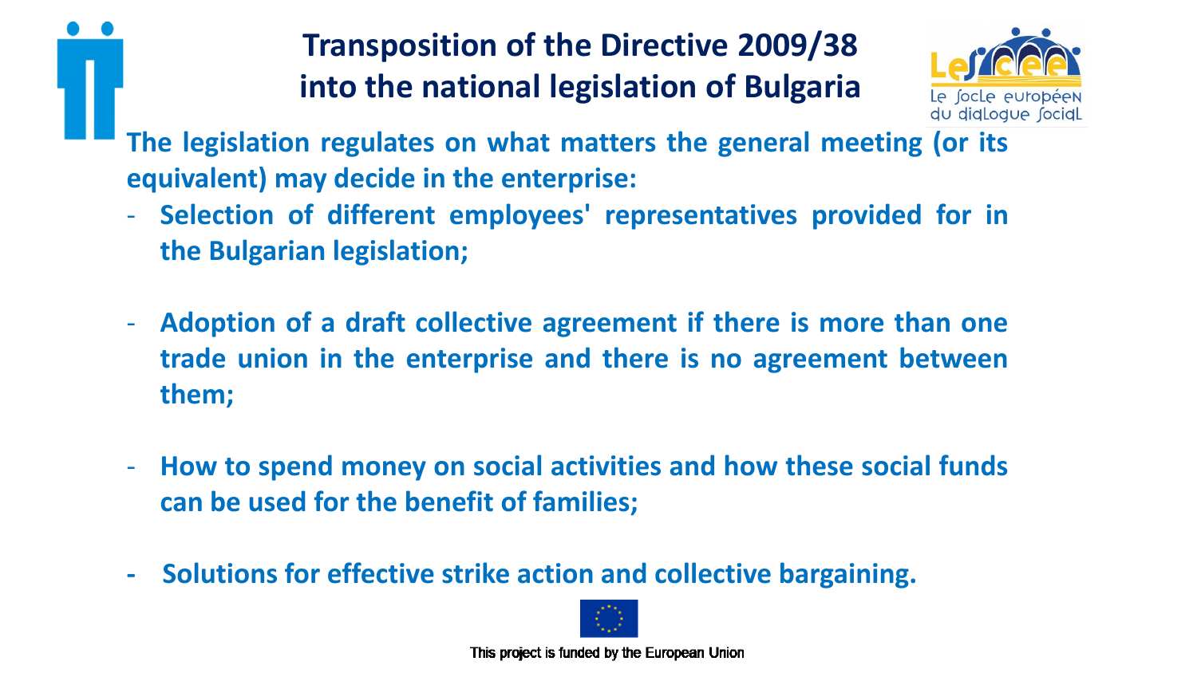# Transposition of the Directive 2009/38 into the national legislation of Bulgaria

**The legislation regulates on what matters the general meeting (or its equivalent) may decide in the enterprise:**

- **Selection of different employees' representatives provided for in the Bulgarian legislation;**

- **Adoption of a draft collective agreement if there is more than one trade union in the enterprise and there is no agreement between them;**

- **How to spend money on social activities and how these social funds can be used for the benefit of families;**

- **Solutions for effective strike action and collective bargaining.**

This project is funded by the European Union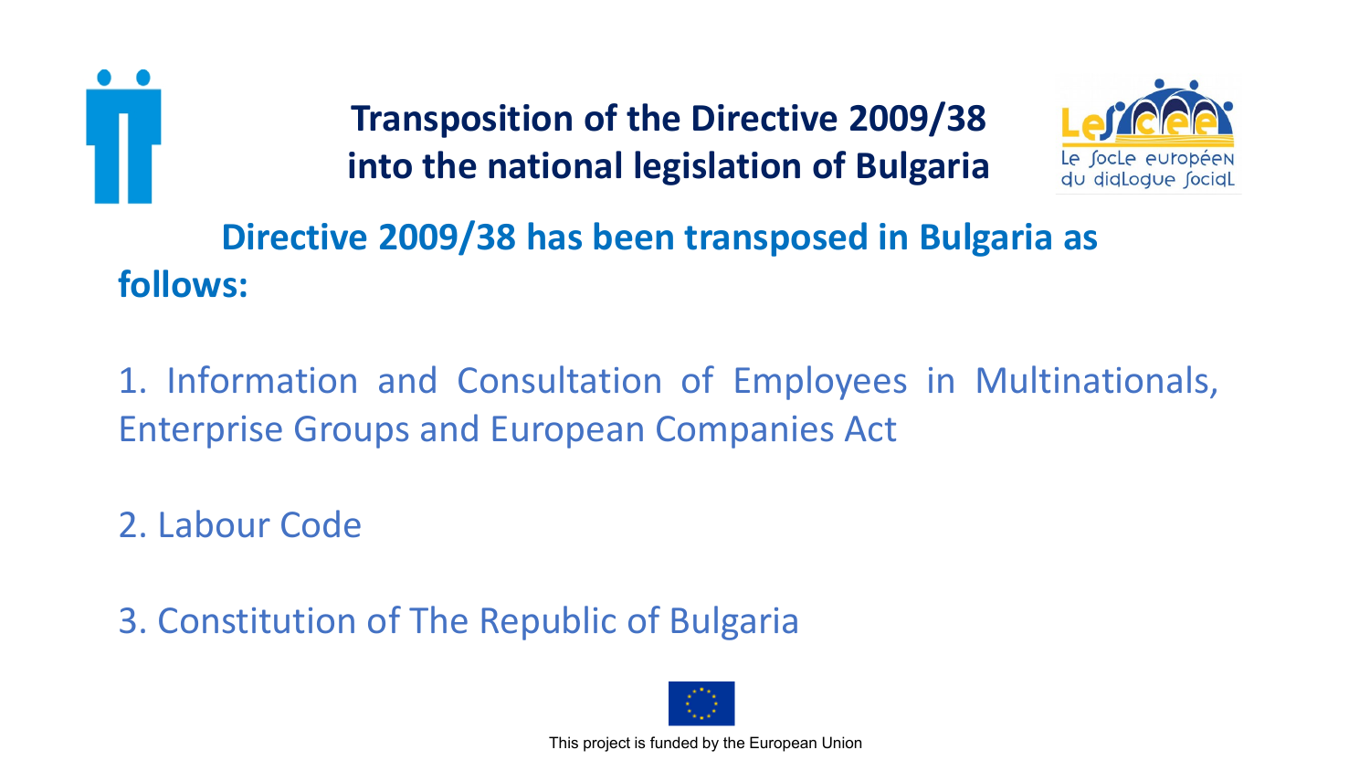# Transposition of the Directive 2009/38 into the national legislation of Bulgaria

**Directive 2009/38 has been transposed in Bulgaria as follows:**

1. Information and Consultation of Employees in Multinationals, Enterprise Groups and European Companies Act

2. Labour Code

3. Constitution of The Republic of Bulgaria

This project is funded by the European Union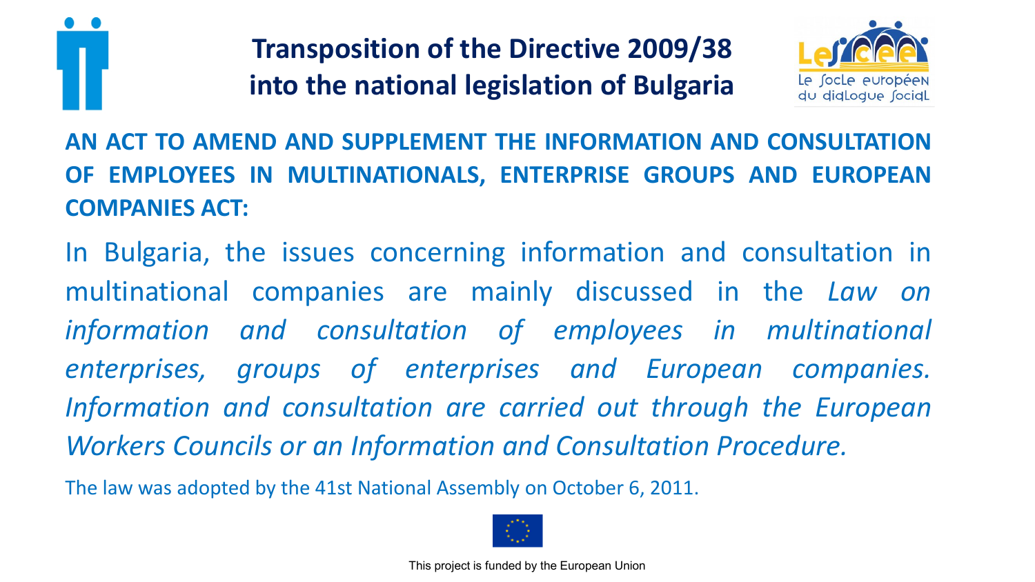# Transposition of the Directive 2009/38 into the national legislation of Bulgaria

**AN ACT TO AMEND AND SUPPLEMENT THE INFORMATION AND CONSULTATION OF EMPLOYEES IN MULTINATIONALS, ENTERPRISE GROUPS AND EUROPEAN COMPANIES ACT:**

In Bulgaria, the issues concerning information and consultation in multinational companies are mainly discussed in the *Law on information and consultation of employees in multinational enterprises, groups of enterprises and European companies. Information and consultation are carried out through the European Workers Councils or an Information and Consultation Procedure.*

The law was adopted by the 41st National Assembly on October 6, 2011.

This project is funded by the European Union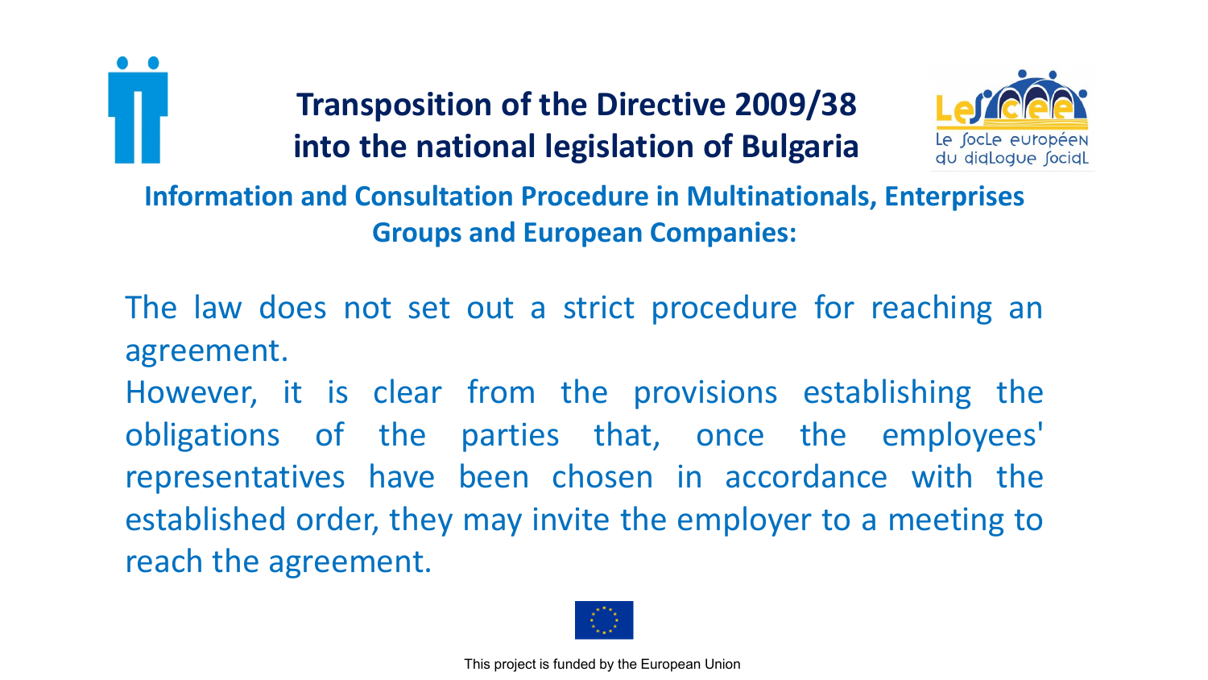# Transposition of the Directive 2009/38 into the national legislation of Bulgaria

## Information and Consultation Procedure in Multinationals, Enterprises Groups and European Companies:

The law does not set out a strict procedure for reaching an agreement.

However, it is clear from the provisions establishing the obligations of the parties that, once the employees' representatives have been chosen in accordance with the established order, they may invite the employer to a meeting to reach the agreement.

This project is funded by the European Union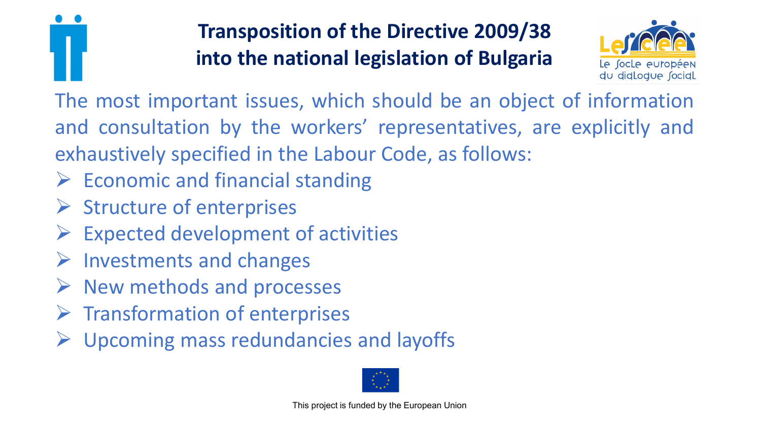# Transposition of the Directive 2009/38 into the national legislation of Bulgaria

The most important issues, which should be an object of information and consultation by the workers' representatives, are explicitly and exhaustively specified in the Labour Code, as follows:

- Economic and financial standing
- Structure of enterprises
- Expected development of activities
- Investments and changes
- New methods and processes
- Transformation of enterprises
- Upcoming mass redundancies and layoffs

This project is funded by the European Union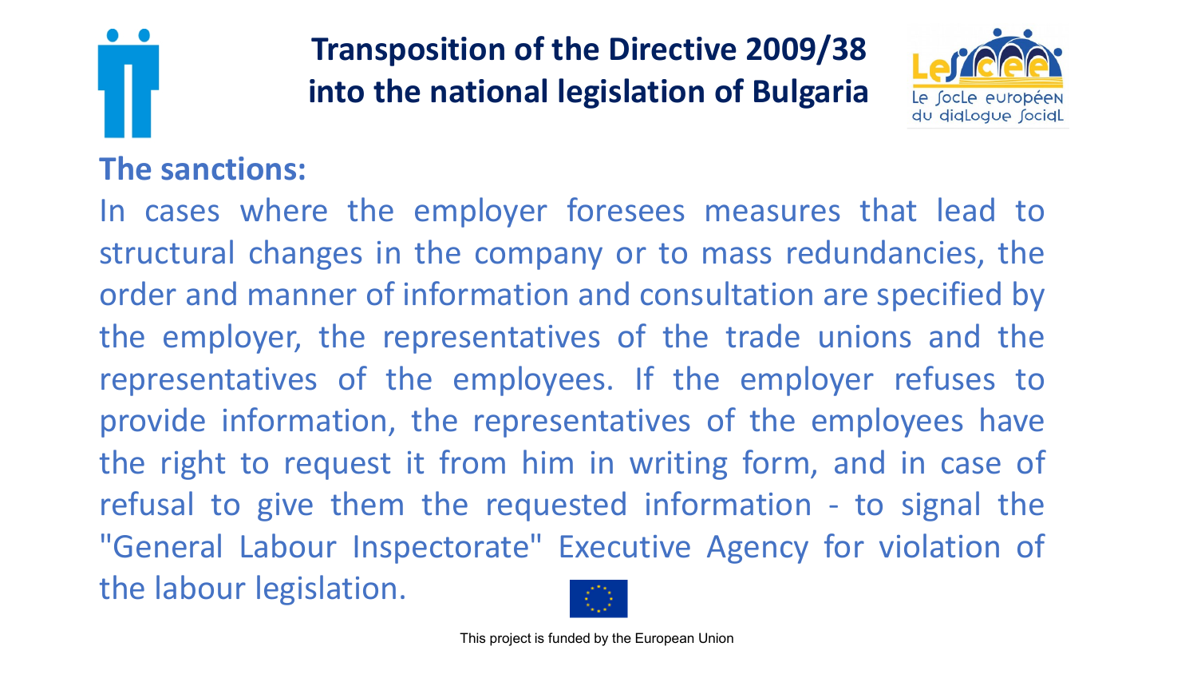# Transposition of the Directive 2009/38 into the national legislation of Bulgaria

## The sanctions:

In cases where the employer foresees measures that lead to structural changes in the company or to mass redundancies, the order and manner of information and consultation are specified by the employer, the representatives of the trade unions and the representatives of the employees. If the employer refuses to provide information, the representatives of the employees have the right to request it from him in writing form, and in case of refusal to give them the requested information - to signal the "General Labour Inspectorate" Executive Agency for violation of the labour legislation.

This project is funded by the European Union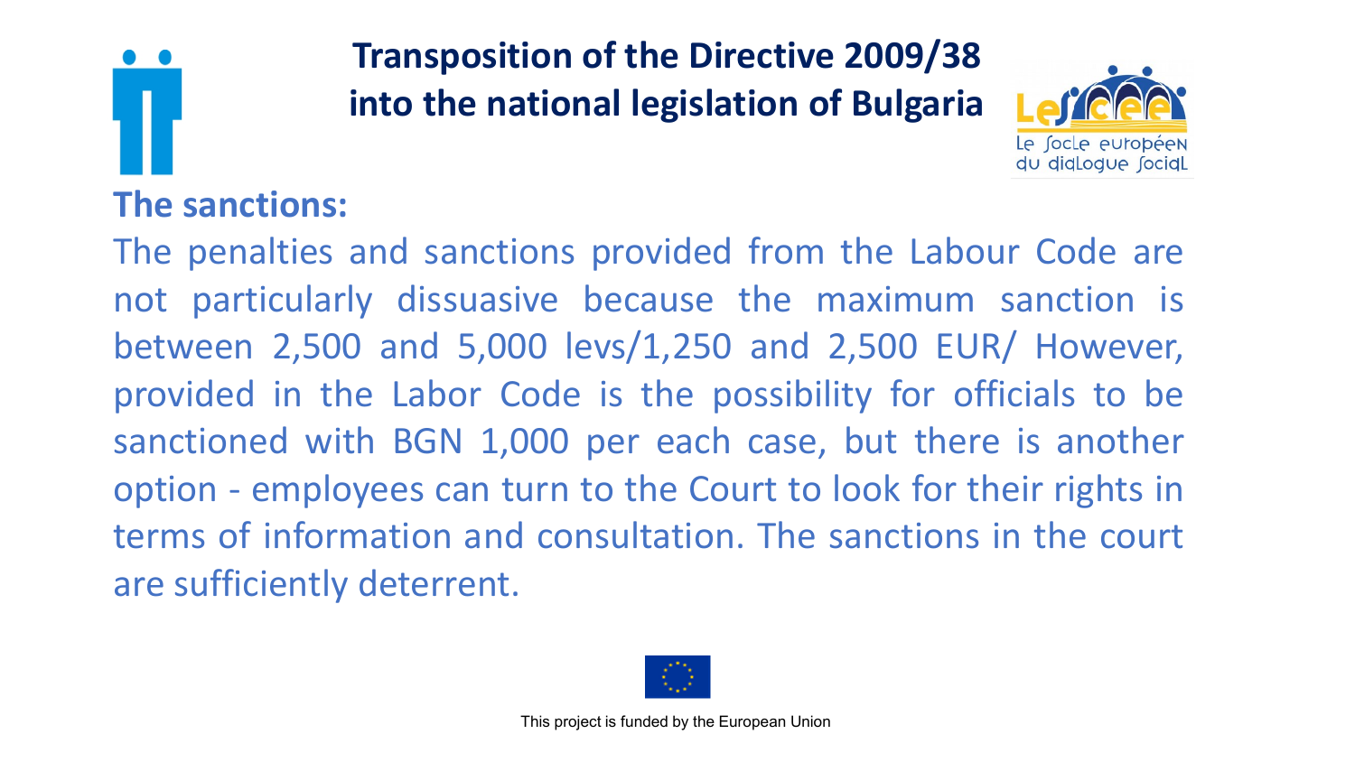# Transposition of the Directive 2009/38 into the national legislation of Bulgaria

## The sanctions:

The penalties and sanctions provided from the Labour Code are not particularly dissuasive because the maximum sanction is between 2,500 and 5,000 levs/1,250 and 2,500 EUR/ However, provided in the Labor Code is the possibility for officials to be sanctioned with BGN 1,000 per each case, but there is another option - employees can turn to the Court to look for their rights in terms of information and consultation. The sanctions in the court are sufficiently deterrent.

This project is funded by the European Union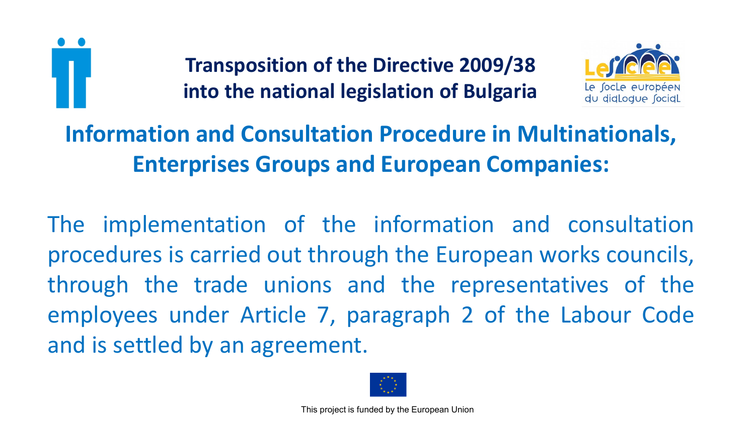**Transposition of the Directive 2009/38 into the national legislation of Bulgaria**

## Information and Consultation Procedure in Multinationals, Enterprises Groups and European Companies:

The implementation of the information and consultation procedures is carried out through the European works councils, through the trade unions and the representatives of the employees under Article 7, paragraph 2 of the Labour Code and is settled by an agreement.

This project is funded by the European Union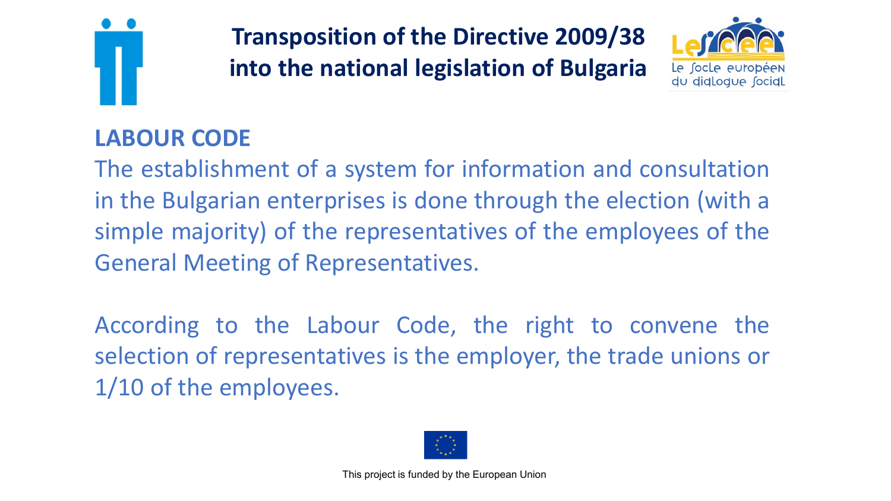# Transposition of the Directive 2009/38 into the national legislation of Bulgaria

## LABOUR CODE

The establishment of a system for information and consultation in the Bulgarian enterprises is done through the election (with a simple majority) of the representatives of the employees of the General Meeting of Representatives.

According to the Labour Code, the right to convene the selection of representatives is the employer, the trade unions or 1/10 of the employees.

This project is funded by the European Union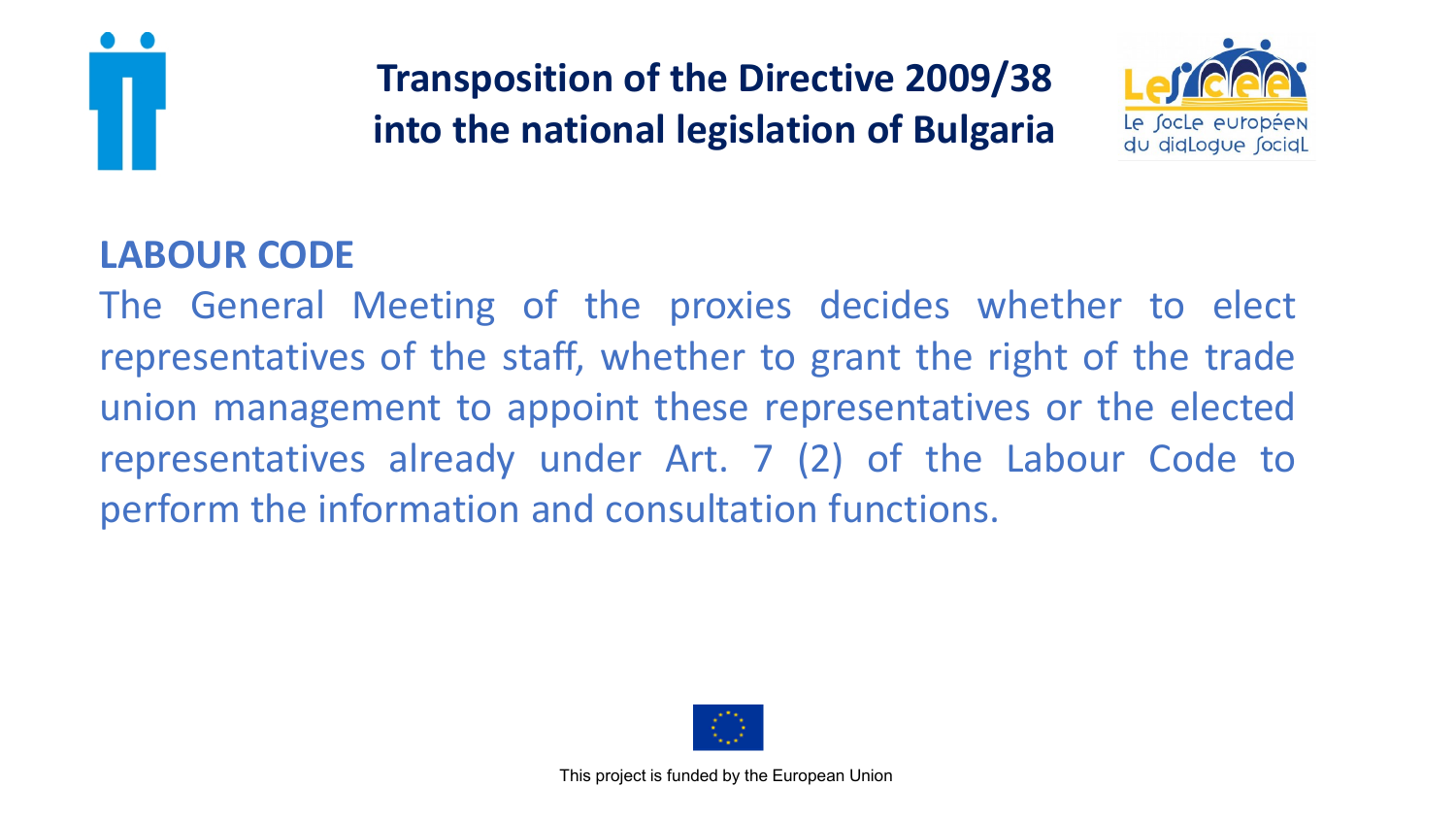# Transposition of the Directive 2009/38 into the national legislation of Bulgaria

## LABOUR CODE

The General Meeting of the proxies decides whether to elect representatives of the staff, whether to grant the right of the trade union management to appoint these representatives or the elected representatives already under Art. 7 (2) of the Labour Code to perform the information and consultation functions.

This project is funded by the European Union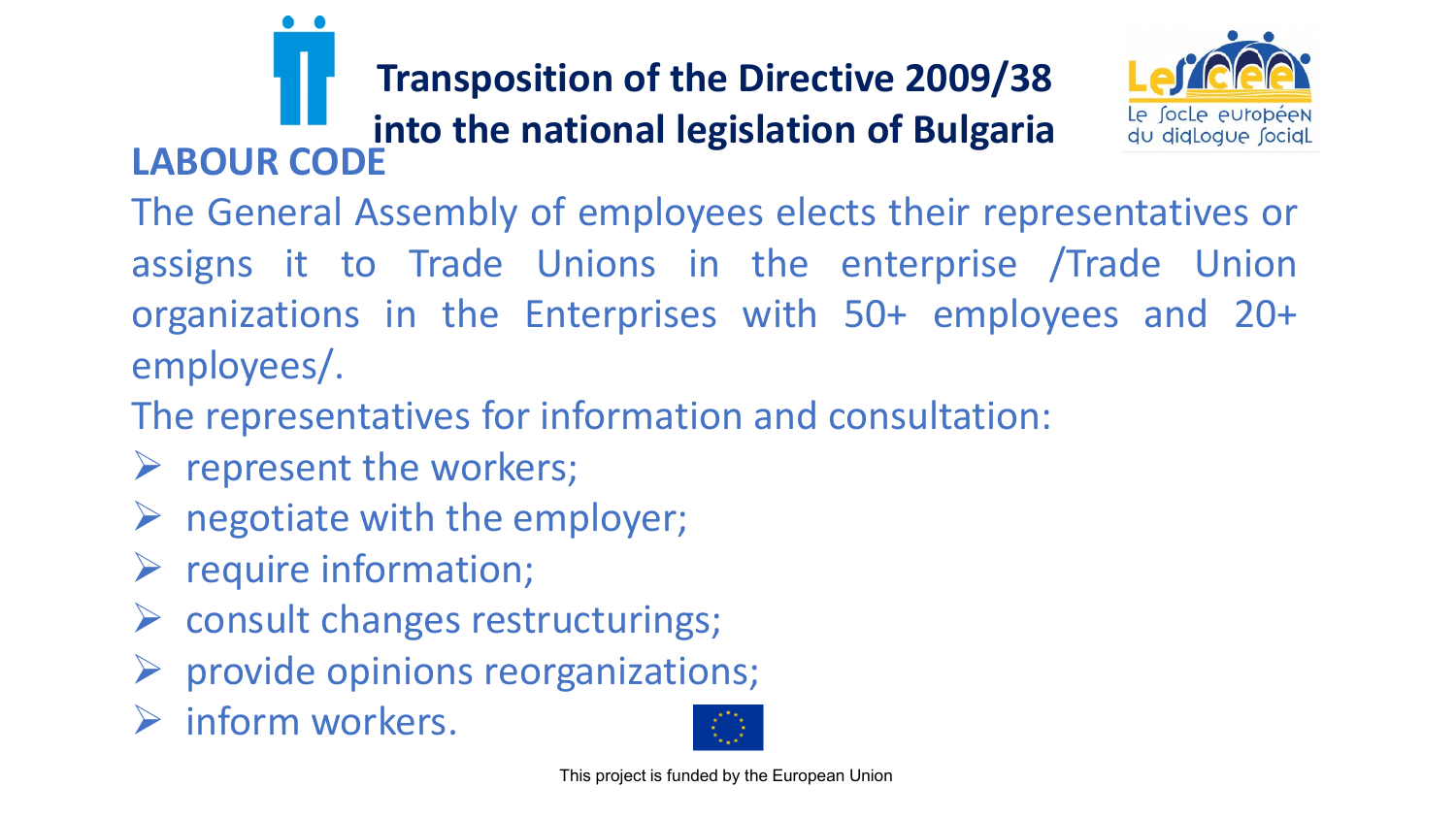# Transposition of the Directive 2009/38 into the national legislation of Bulgaria

## LABOUR CODE

The General Assembly of employees elects their representatives or assigns it to Trade Unions in the enterprise /Trade Union organizations in the Enterprises with 50+ employees and 20+ employees/.

The representatives for information and consultation:

- represent the workers;
- negotiate with the employer;
- require information;
- consult changes restructurings;
- provide opinions reorganizations;
- inform workers.

This project is funded by the European Union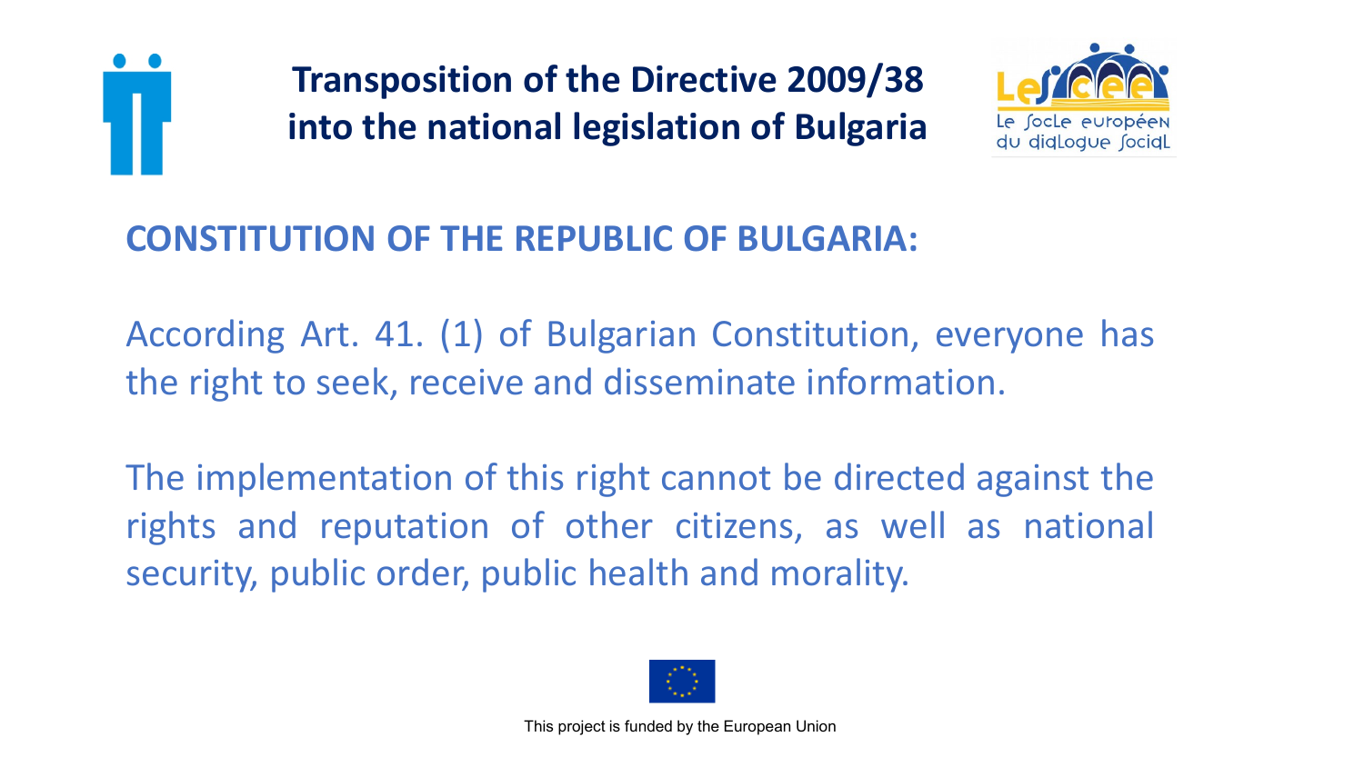# Transposition of the Directive 2009/38 into the national legislation of Bulgaria

## CONSTITUTION OF THE REPUBLIC OF BULGARIA:

According Art. 41. (1) of Bulgarian Constitution, everyone has the right to seek, receive and disseminate information.

The implementation of this right cannot be directed against the rights and reputation of other citizens, as well as national security, public order, public health and morality.

This project is funded by the European Union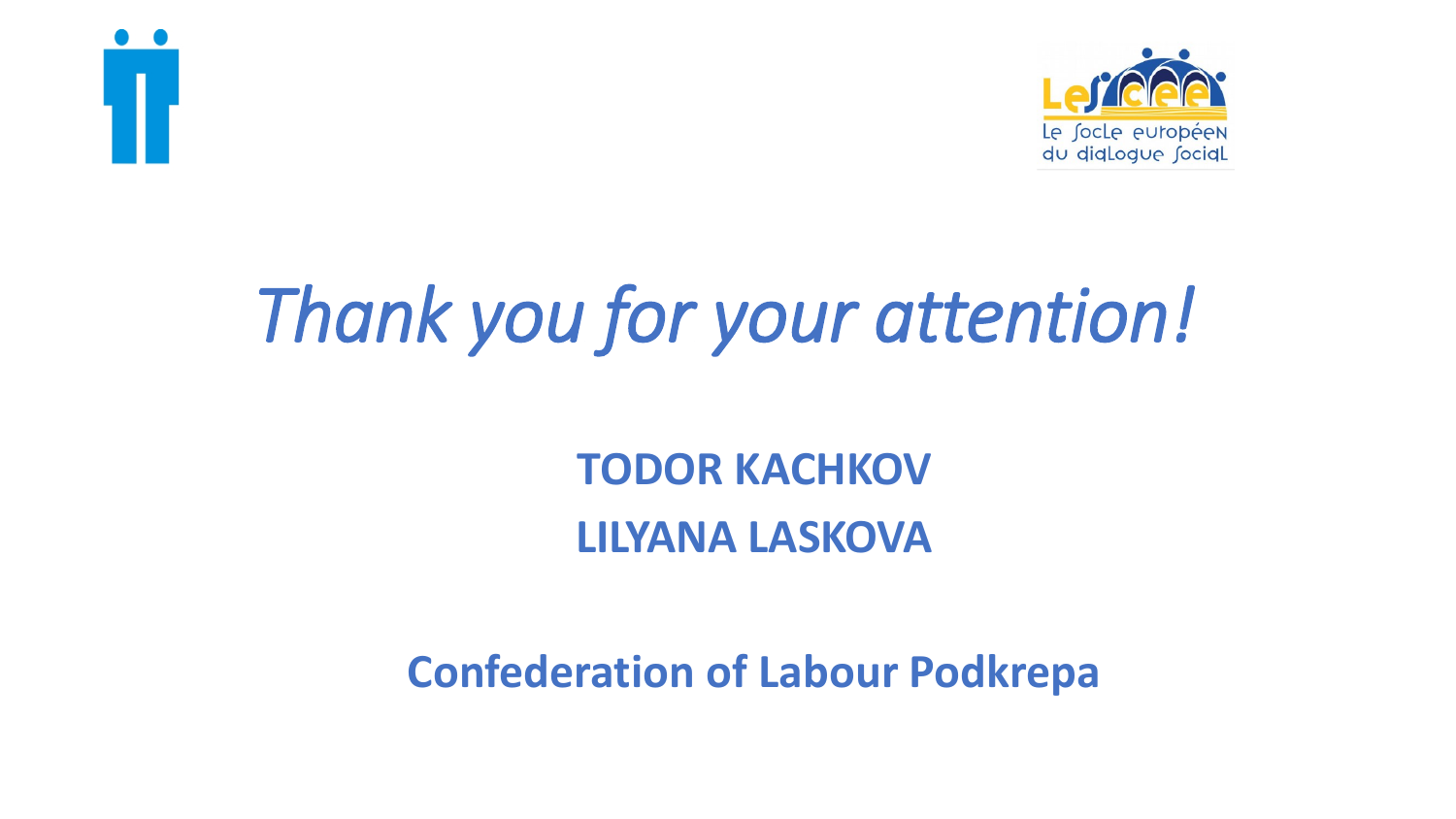*Thank you for your attention!*

**TODOR KACHKOV**

**LILYANA LASKOVA**

**Confederation of Labour Podkrepa**